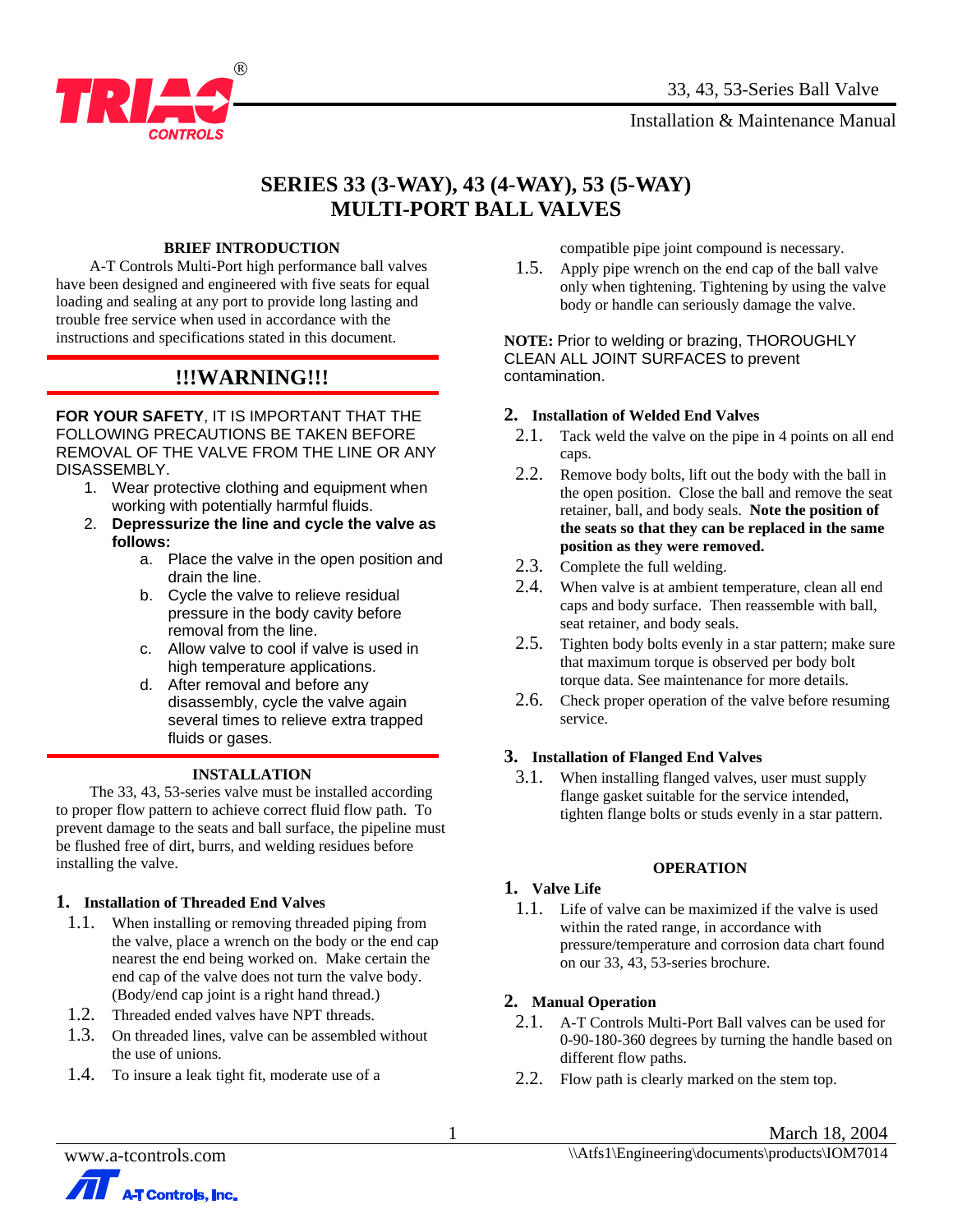# SERIES 33 (3-WAY), 43 (4-WAY), 53 (5-WAY) MULTI-PORT BALL VALVES

### BRIEF INTRODUCTION

A-T Controls Multi-Port high performance ball valves have been designed and engineered with five seats for equal loading and sealing at any port to provide long lasting and trouble free service when used in accordance with the instructions and specifications stated in this document.

## !!!WARNING!!!

**FOR YOUR SAFETY**, IT IS IMPORTANT THAT THE FOLLOWING PRECAUTIONS BE TAKEN BEFORE REMOVAL OF THE VALVE FROM THE LINE OR ANY DISASSEMBLY.

1. Wear protective clothing and equipment when working with potentially harmful fluids.
2. **Depressurize the line and cycle the valve as follows:**
   a. Place the valve in the open position and drain the line.
   b. Cycle the valve to relieve residual pressure in the body cavity before removal from the line.
   c. Allow valve to cool if valve is used in high temperature applications.
   d. After removal and before any disassembly, cycle the valve again several times to relieve extra trapped fluids or gases.

### INSTALLATION

The 33, 43, 53-series valve must be installed according to proper flow pattern to achieve correct fluid flow path. To prevent damage to the seats and ball surface, the pipeline must be flushed free of dirt, burrs, and welding residues before installing the valve.

**1. Installation of Threaded End Valves**

1.1. When installing or removing threaded piping from the valve, place a wrench on the body or the end cap nearest the end being worked on. Make certain the end cap of the valve does not turn the valve body. (Body/end cap joint is a right hand thread.)

1.2. Threaded ended valves have NPT threads.

1.3. On threaded lines, valve can be assembled without the use of unions.

1.4. To insure a leak tight fit, moderate use of a compatible pipe joint compound is necessary.

1.5. Apply pipe wrench on the end cap of the ball valve only when tightening. Tightening by using the valve body or handle can seriously damage the valve.

**NOTE:** Prior to welding or brazing, THOROUGHLY CLEAN ALL JOINT SURFACES to prevent contamination.

**2. Installation of Welded End Valves**

2.1. Tack weld the valve on the pipe in 4 points on all end caps.

2.2. Remove body bolts, lift out the body with the ball in the open position. Close the ball and remove the seat retainer, ball, and body seals. **Note the position of the seats so that they can be replaced in the same position as they were removed.**

2.3. Complete the full welding.

2.4. When valve is at ambient temperature, clean all end caps and body surface. Then reassemble with ball, seat retainer, and body seals.

2.5. Tighten body bolts evenly in a star pattern; make sure that maximum torque is observed per body bolt torque data. See maintenance for more details.

2.6. Check proper operation of the valve before resuming service.

**3. Installation of Flanged End Valves**

3.1. When installing flanged valves, user must supply flange gasket suitable for the service intended, tighten flange bolts or studs evenly in a star pattern.

### OPERATION

**1. Valve Life**

1.1. Life of valve can be maximized if the valve is used within the rated range, in accordance with pressure/temperature and corrosion data chart found on our 33, 43, 53-series brochure.

**2. Manual Operation**

2.1. A-T Controls Multi-Port Ball valves can be used for 0-90-180-360 degrees by turning the handle based on different flow paths.

2.2. Flow path is clearly marked on the stem top.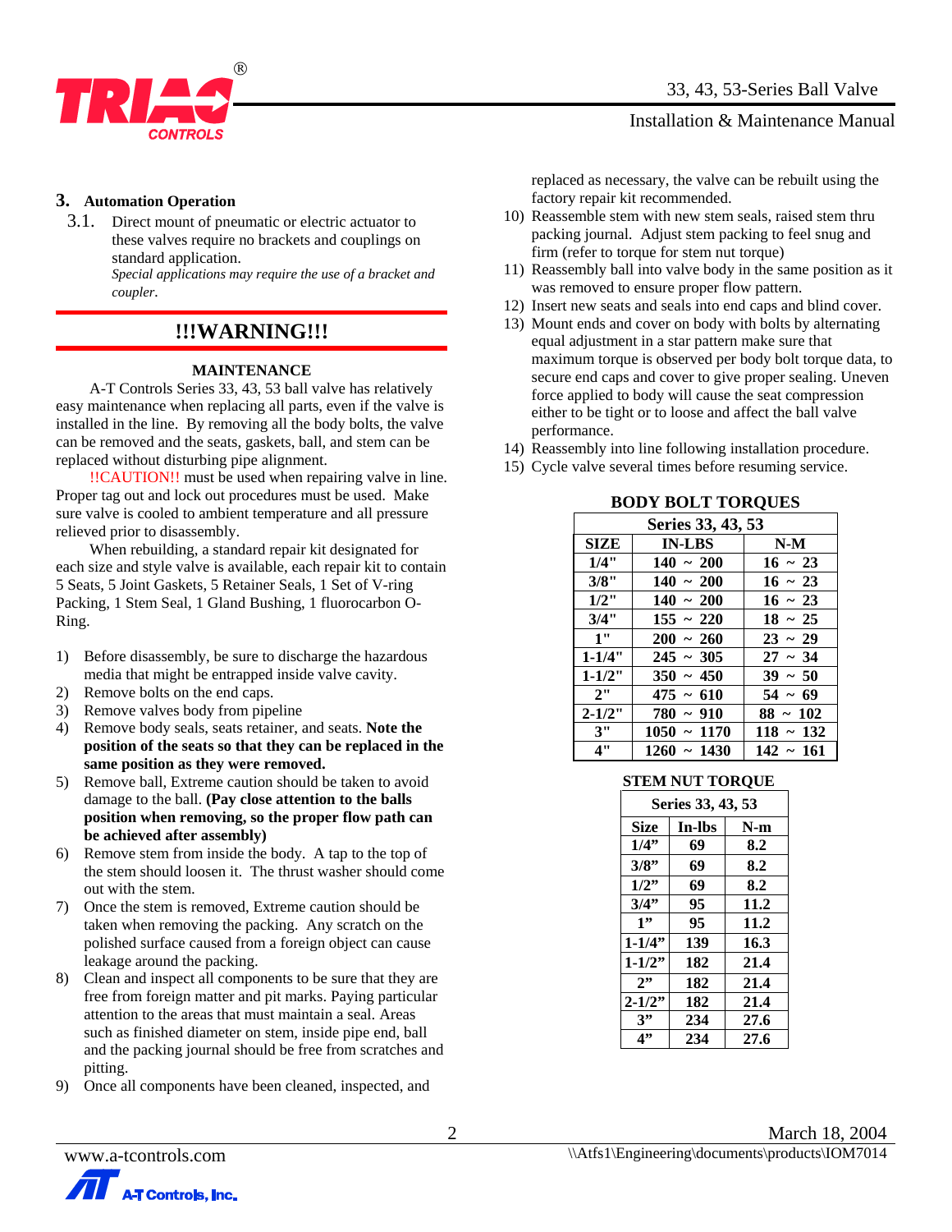## 3. Automation Operation

3.1. Direct mount of pneumatic or electric actuator to these valves require no brackets and couplings on standard application.
*Special applications may require the use of a bracket and coupler.*

## !!!WARNING!!!

### MAINTENANCE

A-T Controls Series 33, 43, 53 ball valve has relatively easy maintenance when replacing all parts, even if the valve is installed in the line. By removing all the body bolts, the valve can be removed and the seats, gaskets, ball, and stem can be replaced without disturbing pipe alignment.

!!CAUTION!! must be used when repairing valve in line. Proper tag out and lock out procedures must be used. Make sure valve is cooled to ambient temperature and all pressure relieved prior to disassembly.

When rebuilding, a standard repair kit designated for each size and style valve is available, each repair kit to contain 5 Seats, 5 Joint Gaskets, 5 Retainer Seals, 1 Set of V-ring Packing, 1 Stem Seal, 1 Gland Bushing, 1 fluorocarbon O-Ring.

1) Before disassembly, be sure to discharge the hazardous media that might be entrapped inside valve cavity.
2) Remove bolts on the end caps.
3) Remove valves body from pipeline
4) Remove body seals, seats retainer, and seats. **Note the position of the seats so that they can be replaced in the same position as they were removed.**
5) Remove ball, Extreme caution should be taken to avoid damage to the ball. **(Pay close attention to the balls position when removing, so the proper flow path can be achieved after assembly)**
6) Remove stem from inside the body. A tap to the top of the stem should loosen it. The thrust washer should come out with the stem.
7) Once the stem is removed, Extreme caution should be taken when removing the packing. Any scratch on the polished surface caused from a foreign object can cause leakage around the packing.
8) Clean and inspect all components to be sure that they are free from foreign matter and pit marks. Paying particular attention to the areas that must maintain a seal. Areas such as finished diameter on stem, inside pipe end, ball and the packing journal should be free from scratches and pitting.
9) Once all components have been cleaned, inspected, and replaced as necessary, the valve can be rebuilt using the factory repair kit recommended.
10) Reassemble stem with new stem seals, raised stem thru packing journal. Adjust stem packing to feel snug and firm (refer to torque for stem nut torque)
11) Reassembly ball into valve body in the same position as it was removed to ensure proper flow pattern.
12) Insert new seats and seals into end caps and blind cover.
13) Mount ends and cover on body with bolts by alternating equal adjustment in a star pattern make sure that maximum torque is observed per body bolt torque data, to secure end caps and cover to give proper sealing. Uneven force applied to body will cause the seat compression either to be tight or to loose and affect the ball valve performance.
14) Reassembly into line following installation procedure.
15) Cycle valve several times before resuming service.

### BODY BOLT TORQUES

| Series 33, 43, 53 | | |
|---|---|---|
| **SIZE** | **IN-LBS** | **N-M** |
| 1/4" | 140 ~ 200 | 16 ~ 23 |
| 3/8" | 140 ~ 200 | 16 ~ 23 |
| 1/2" | 140 ~ 200 | 16 ~ 23 |
| 3/4" | 155 ~ 220 | 18 ~ 25 |
| 1" | 200 ~ 260 | 23 ~ 29 |
| 1-1/4" | 245 ~ 305 | 27 ~ 34 |
| 1-1/2" | 350 ~ 450 | 39 ~ 50 |
| 2" | 475 ~ 610 | 54 ~ 69 |
| 2-1/2" | 780 ~ 910 | 88 ~ 102 |
| 3" | 1050 ~ 1170 | 118 ~ 132 |
| 4" | 1260 ~ 1430 | 142 ~ 161 |

### STEM NUT TORQUE

| Series 33, 43, 53 | | |
|---|---|---|
| **Size** | **In-lbs** | **N-m** |
| 1/4" | 69 | 8.2 |
| 3/8" | 69 | 8.2 |
| 1/2" | 69 | 8.2 |
| 3/4" | 95 | 11.2 |
| 1" | 95 | 11.2 |
| 1-1/4" | 139 | 16.3 |
| 1-1/2" | 182 | 21.4 |
| 2" | 182 | 21.4 |
| 2-1/2" | 182 | 21.4 |
| 3" | 234 | 27.6 |
| 4" | 234 | 27.6 |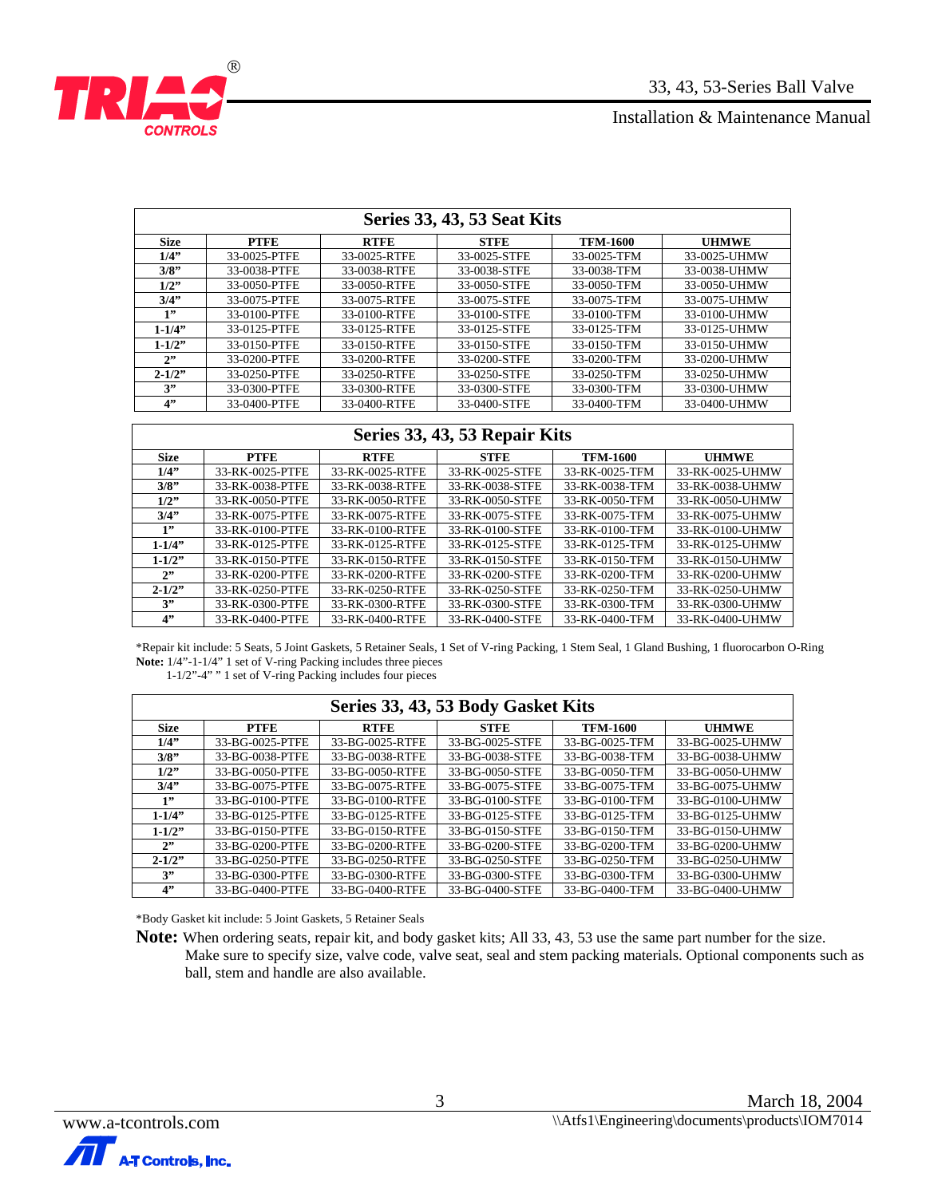| Series 33, 43, 53 Seat Kits | | | | | |
|---|---|---|---|---|---|
| **Size** | **PTFE** | **RTFE** | **STFE** | **TFM-1600** | **UHMWE** |
| **1/4"** | 33-0025-PTFE | 33-0025-RTFE | 33-0025-STFE | 33-0025-TFM | 33-0025-UHMW |
| **3/8"** | 33-0038-PTFE | 33-0038-RTFE | 33-0038-STFE | 33-0038-TFM | 33-0038-UHMW |
| **1/2"** | 33-0050-PTFE | 33-0050-RTFE | 33-0050-STFE | 33-0050-TFM | 33-0050-UHMW |
| **3/4"** | 33-0075-PTFE | 33-0075-RTFE | 33-0075-STFE | 33-0075-TFM | 33-0075-UHMW |
| **1"** | 33-0100-PTFE | 33-0100-RTFE | 33-0100-STFE | 33-0100-TFM | 33-0100-UHMW |
| **1-1/4"** | 33-0125-PTFE | 33-0125-RTFE | 33-0125-STFE | 33-0125-TFM | 33-0125-UHMW |
| **1-1/2"** | 33-0150-PTFE | 33-0150-RTFE | 33-0150-STFE | 33-0150-TFM | 33-0150-UHMW |
| **2"** | 33-0200-PTFE | 33-0200-RTFE | 33-0200-STFE | 33-0200-TFM | 33-0200-UHMW |
| **2-1/2"** | 33-0250-PTFE | 33-0250-RTFE | 33-0250-STFE | 33-0250-TFM | 33-0250-UHMW |
| **3"** | 33-0300-PTFE | 33-0300-RTFE | 33-0300-STFE | 33-0300-TFM | 33-0300-UHMW |
| **4"** | 33-0400-PTFE | 33-0400-RTFE | 33-0400-STFE | 33-0400-TFM | 33-0400-UHMW |

| Series 33, 43, 53 Repair Kits | | | | | |
|---|---|---|---|---|---|
| **Size** | **PTFE** | **RTFE** | **STFE** | **TFM-1600** | **UHMWE** |
| **1/4"** | 33-RK-0025-PTFE | 33-RK-0025-RTFE | 33-RK-0025-STFE | 33-RK-0025-TFM | 33-RK-0025-UHMW |
| **3/8"** | 33-RK-0038-PTFE | 33-RK-0038-RTFE | 33-RK-0038-STFE | 33-RK-0038-TFM | 33-RK-0038-UHMW |
| **1/2"** | 33-RK-0050-PTFE | 33-RK-0050-RTFE | 33-RK-0050-STFE | 33-RK-0050-TFM | 33-RK-0050-UHMW |
| **3/4"** | 33-RK-0075-PTFE | 33-RK-0075-RTFE | 33-RK-0075-STFE | 33-RK-0075-TFM | 33-RK-0075-UHMW |
| **1"** | 33-RK-0100-PTFE | 33-RK-0100-RTFE | 33-RK-0100-STFE | 33-RK-0100-TFM | 33-RK-0100-UHMW |
| **1-1/4"** | 33-RK-0125-PTFE | 33-RK-0125-RTFE | 33-RK-0125-STFE | 33-RK-0125-TFM | 33-RK-0125-UHMW |
| **1-1/2"** | 33-RK-0150-PTFE | 33-RK-0150-RTFE | 33-RK-0150-STFE | 33-RK-0150-TFM | 33-RK-0150-UHMW |
| **2"** | 33-RK-0200-PTFE | 33-RK-0200-RTFE | 33-RK-0200-STFE | 33-RK-0200-TFM | 33-RK-0200-UHMW |
| **2-1/2"** | 33-RK-0250-PTFE | 33-RK-0250-RTFE | 33-RK-0250-STFE | 33-RK-0250-TFM | 33-RK-0250-UHMW |
| **3"** | 33-RK-0300-PTFE | 33-RK-0300-RTFE | 33-RK-0300-STFE | 33-RK-0300-TFM | 33-RK-0300-UHMW |
| **4"** | 33-RK-0400-PTFE | 33-RK-0400-RTFE | 33-RK-0400-STFE | 33-RK-0400-TFM | 33-RK-0400-UHMW |

*Repair kit include: 5 Seats, 5 Joint Gaskets, 5 Retainer Seals, 1 Set of V-ring Packing, 1 Stem Seal, 1 Gland Bushing, 1 fluorocarbon O-Ring

**Note:** 1/4"-1-1/4" 1 set of V-ring Packing includes three pieces
1-1/2"-4" " 1 set of V-ring Packing includes four pieces

| Series 33, 43, 53 Body Gasket Kits | | | | | |
|---|---|---|---|---|---|
| **Size** | **PTFE** | **RTFE** | **STFE** | **TFM-1600** | **UHMWE** |
| **1/4"** | 33-BG-0025-PTFE | 33-BG-0025-RTFE | 33-BG-0025-STFE | 33-BG-0025-TFM | 33-BG-0025-UHMW |
| **3/8"** | 33-BG-0038-PTFE | 33-BG-0038-RTFE | 33-BG-0038-STFE | 33-BG-0038-TFM | 33-BG-0038-UHMW |
| **1/2"** | 33-BG-0050-PTFE | 33-BG-0050-RTFE | 33-BG-0050-STFE | 33-BG-0050-TFM | 33-BG-0050-UHMW |
| **3/4"** | 33-BG-0075-PTFE | 33-BG-0075-RTFE | 33-BG-0075-STFE | 33-BG-0075-TFM | 33-BG-0075-UHMW |
| **1"** | 33-BG-0100-PTFE | 33-BG-0100-RTFE | 33-BG-0100-STFE | 33-BG-0100-TFM | 33-BG-0100-UHMW |
| **1-1/4"** | 33-BG-0125-PTFE | 33-BG-0125-RTFE | 33-BG-0125-STFE | 33-BG-0125-TFM | 33-BG-0125-UHMW |
| **1-1/2"** | 33-BG-0150-PTFE | 33-BG-0150-RTFE | 33-BG-0150-STFE | 33-BG-0150-TFM | 33-BG-0150-UHMW |
| **2"** | 33-BG-0200-PTFE | 33-BG-0200-RTFE | 33-BG-0200-STFE | 33-BG-0200-TFM | 33-BG-0200-UHMW |
| **2-1/2"** | 33-BG-0250-PTFE | 33-BG-0250-RTFE | 33-BG-0250-STFE | 33-BG-0250-TFM | 33-BG-0250-UHMW |
| **3"** | 33-BG-0300-PTFE | 33-BG-0300-RTFE | 33-BG-0300-STFE | 33-BG-0300-TFM | 33-BG-0300-UHMW |
| **4"** | 33-BG-0400-PTFE | 33-BG-0400-RTFE | 33-BG-0400-STFE | 33-BG-0400-TFM | 33-BG-0400-UHMW |

*Body Gasket kit include: 5 Joint Gaskets, 5 Retainer Seals

**Note:** When ordering seats, repair kit, and body gasket kits; All 33, 43, 53 use the same part number for the size. Make sure to specify size, valve code, valve seat, seal and stem packing materials. Optional components such as ball, stem and handle are also available.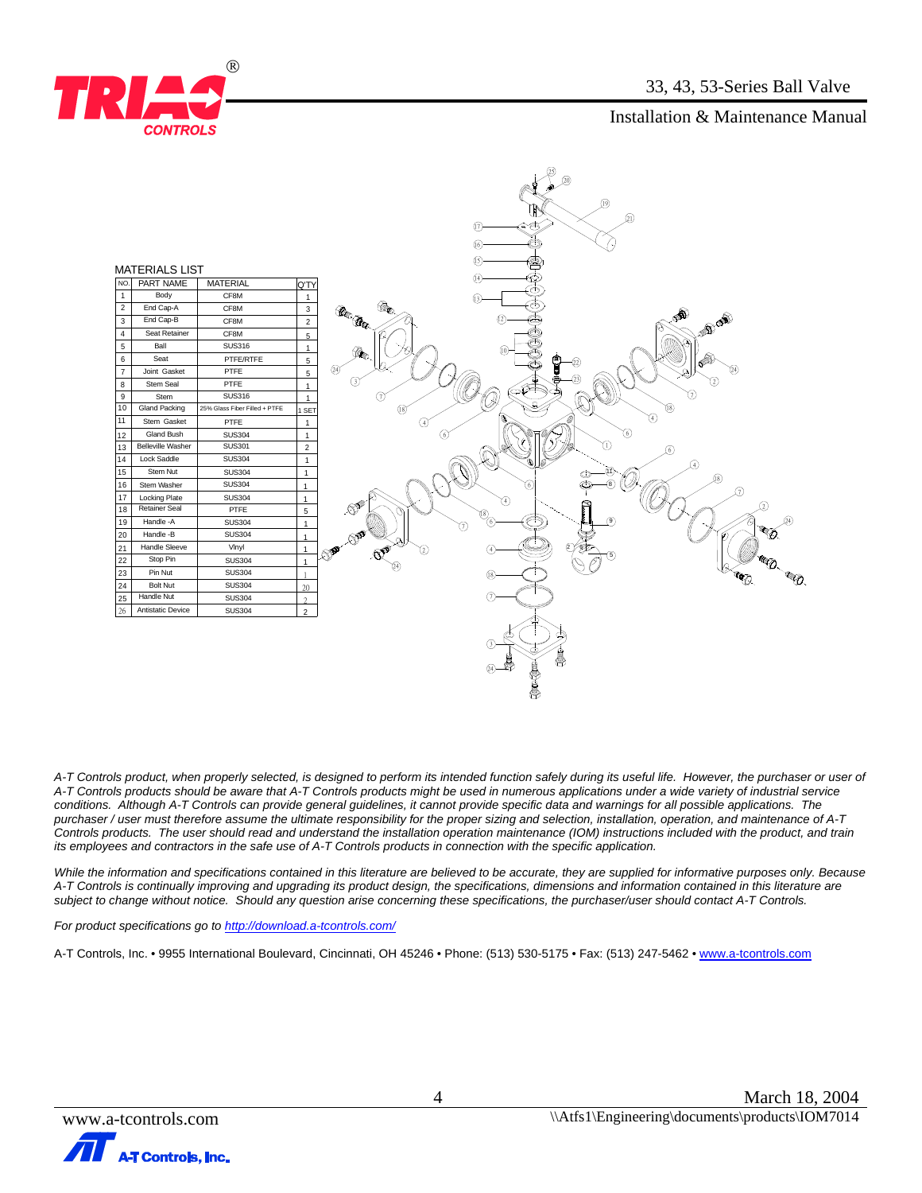MATERIALS LIST

| NO. | PART NAME | MATERIAL | Q'TY |
|---|---|---|---|
| 1 | Body | CF8M | 1 |
| 2 | End Cap-A | CF8M | 3 |
| 3 | End Cap-B | CF8M | 2 |
| 4 | Seat Retainer | CF8M | 5 |
| 5 | Ball | SUS316 | 1 |
| 6 | Seat | PTFE/RTFE | 5 |
| 7 | Joint Gasket | PTFE | 5 |
| 8 | Stem Seal | PTFE | 1 |
| 9 | Stem | SUS316 | 1 |
| 10 | Gland Packing | 25% Glass Fiber Filled + PTFE | 1 SET |
| 11 | Stem Gasket | PTFE | 1 |
| 12 | Gland Bush | SUS304 | 1 |
| 13 | Belleville Washer | SUS301 | 2 |
| 14 | Lock Saddle | SUS304 | 1 |
| 15 | Stem Nut | SUS304 | 1 |
| 16 | Stem Washer | SUS304 | 1 |
| 17 | Locking Plate | SUS304 | 1 |
| 18 | Retainer Seal | PTFE | 5 |
| 19 | Handle -A | SUS304 | 1 |
| 20 | Handle -B | SUS304 | 1 |
| 21 | Handle Sleeve | Vinyl | 1 |
| 22 | Stop Pin | SUS304 | 1 |
| 23 | Pin Nut | SUS304 | 1 |
| 24 | Bolt Nut | SUS304 | 20 |
| 25 | Handle Nut | SUS304 | 2 |
| 26 | Antistatic Device | SUS304 | 2 |

*A-T Controls product, when properly selected, is designed to perform its intended function safely during its useful life. However, the purchaser or user of A-T Controls products should be aware that A-T Controls products might be used in numerous applications under a wide variety of industrial service conditions. Although A-T Controls can provide general guidelines, it cannot provide specific data and warnings for all possible applications. The purchaser / user must therefore assume the ultimate responsibility for the proper sizing and selection, installation, operation, and maintenance of A-T Controls products. The user should read and understand the installation operation maintenance (IOM) instructions included with the product, and train its employees and contractors in the safe use of A-T Controls products in connection with the specific application.*

*While the information and specifications contained in this literature are believed to be accurate, they are supplied for informative purposes only. Because A-T Controls is continually improving and upgrading its product design, the specifications, dimensions and information contained in this literature are subject to change without notice. Should any question arise concerning these specifications, the purchaser/user should contact A-T Controls.*

*For product specifications go to [http://download.a-tcontrols.com/](http://download.a-tcontrols.com/)*

A-T Controls, Inc. • 9955 International Boulevard, Cincinnati, OH 45246 • Phone: (513) 530-5175 • Fax: (513) 247-5462 • [www.a-tcontrols.com](http://www.a-tcontrols.com)